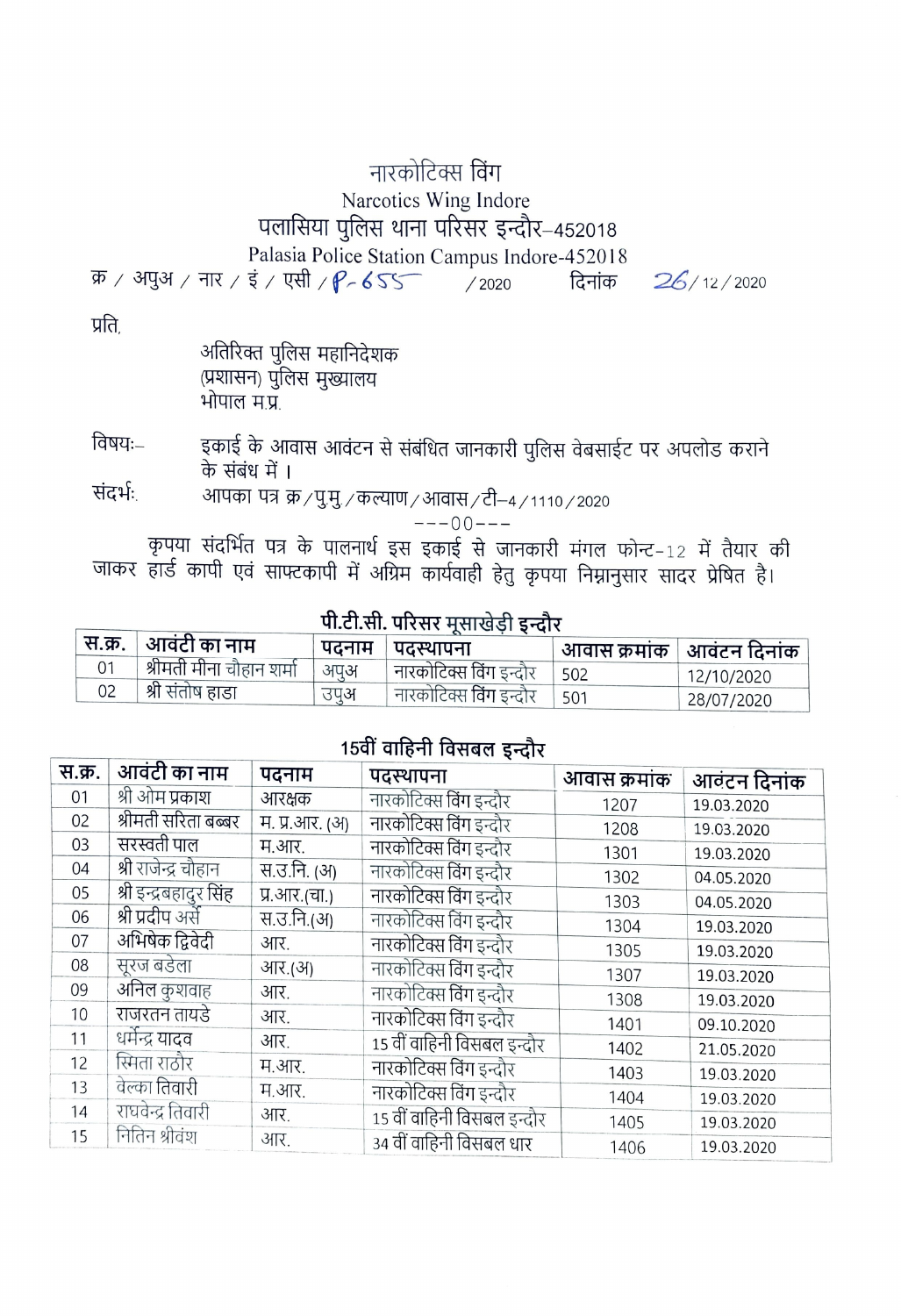# नारकोटिक्स विंग

Narcotics Wing Indore

## पलासिया पुलिस थाना परिसर इन्दौर–452018

Palasia Police Station Campus Indore-452018

क्र / अपुअ / नार / इं / एसी / P-655 / 2020 दिनांक 26/ 12 / 2020

प्रति,

अतिरिक्त पुलिस महानिदेशक
(प्रशासन) पुलिस मुख्यालय
भोपाल म.प्र.

विषयः– इकाई के आवास आवंटन से संबंधित जानकारी पुलिस वेबसाईट पर अपलोड कराने के संबंध में ।

संदर्भः आपका पत्र क्र/पुमु/कल्याण/आवास/टी–4/1110/2020

---00---

कृपया संदर्भित पत्र के पालनार्थ इस इकाई से जानकारी मंगल फोन्ट–12 में तैयार की जाकर हार्ड कापी एवं साफ्टकापी में अग्रिम कार्यवाही हेतु कृपया निम्नानुसार सादर प्रेषित है।

### पी.टी.सी. परिसर मूसाखेड़ी इन्दौर

| स.क्र. | आवंटी का नाम | पदनाम | पदस्थापना | आवास क्रमांक | आवंटन दिनांक |
|---|---|---|---|---|---|
| 01 | श्रीमती मीना चौहान शर्मा | अपुअ | नारकोटिक्स विंग इन्दौर | 502 | 12/10/2020 |
| 02 | श्री संतोष हाडा | उपुअ | नारकोटिक्स विंग इन्दौर | 501 | 28/07/2020 |

### 15वीं वाहिनी विसबल इन्दौर

| स.क्र. | आवंटी का नाम | पदनाम | पदस्थापना | आवास क्रमांक | आवंटन दिनांक |
|---|---|---|---|---|---|
| 01 | श्री ओम प्रकाश | आरक्षक | नारकोटिक्स विंग इन्दौर | 1207 | 19.03.2020 |
| 02 | श्रीमती सरिता बब्बर | म. प्र.आर. (अ) | नारकोटिक्स विंग इन्दौर | 1208 | 19.03.2020 |
| 03 | सरस्वती पाल | म.आर. | नारकोटिक्स विंग इन्दौर | 1301 | 19.03.2020 |
| 04 | श्री राजेन्द्र चौहान | स.उ.नि. (अ) | नारकोटिक्स विंग इन्दौर | 1302 | 04.05.2020 |
| 05 | श्री इन्द्रबहादुर सिंह | प्र.आर.(चा.) | नारकोटिक्स विंग इन्दौर | 1303 | 04.05.2020 |
| 06 | श्री प्रदीप अर्से | स.उ.नि.(अ) | नारकोटिक्स विंग इन्दौर | 1304 | 19.03.2020 |
| 07 | अभिषेक द्विवेदी | आर. | नारकोटिक्स विंग इन्दौर | 1305 | 19.03.2020 |
| 08 | सूरज बडेला | आर.(अ) | नारकोटिक्स विंग इन्दौर | 1307 | 19.03.2020 |
| 09 | अनिल कुशवाह | आर. | नारकोटिक्स विंग इन्दौर | 1308 | 19.03.2020 |
| 10 | राजरतन तायडे | आर. | नारकोटिक्स विंग इन्दौर | 1401 | 09.10.2020 |
| 11 | धर्मेन्द्र यादव | आर. | 15 वीं वाहिनी विसबल इन्दौर | 1402 | 21.05.2020 |
| 12 | स्मिता राठौर | म.आर. | नारकोटिक्स विंग इन्दौर | 1403 | 19.03.2020 |
| 13 | वेल्का तिवारी | म.आर. | नारकोटिक्स विंग इन्दौर | 1404 | 19.03.2020 |
| 14 | राघवेन्द्र तिवारी | आर. | 15 वीं वाहिनी विसबल इन्दौर | 1405 | 19.03.2020 |
| 15 | नितिन श्रीवंश | आर. | 34 वीं वाहिनी विसबल धार | 1406 | 19.03.2020 |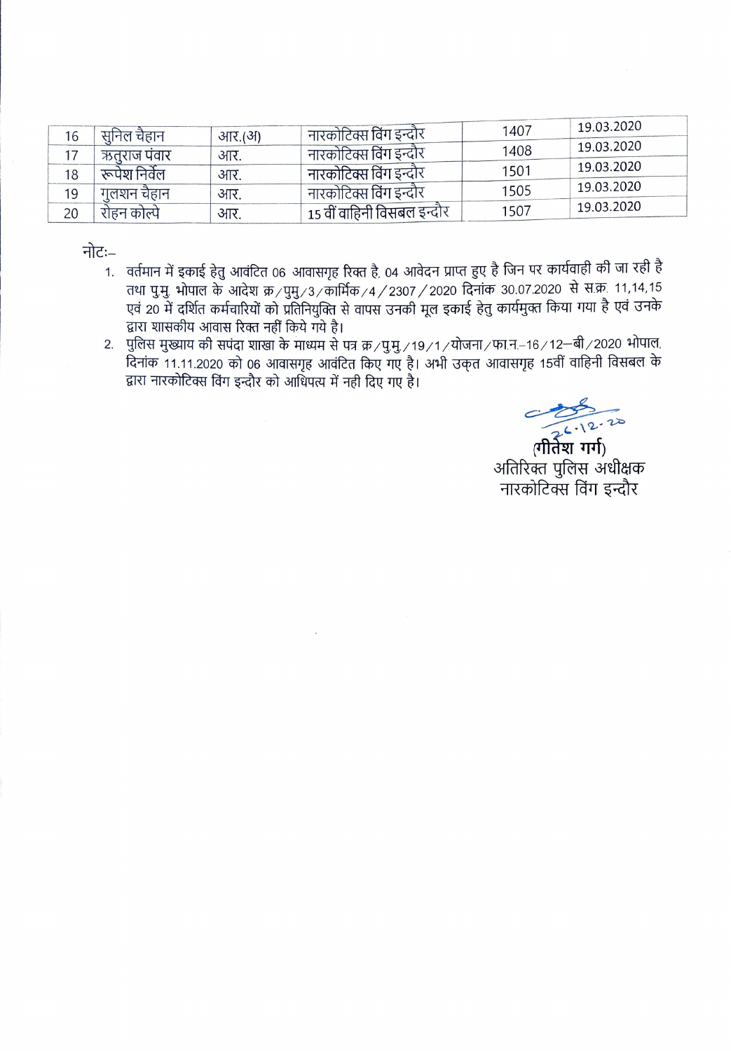| | | | | | |
|---|---|---|---|---|---|
| 16 | सुनिल चैहान | आर.(अ) | नारकोटिक्स विंग इन्दौर | 1407 | 19.03.2020 |
| 17 | ऋतुराज पंवार | आर. | नारकोटिक्स विंग इन्दौर | 1408 | 19.03.2020 |
| 18 | रूपेश निर्वेल | आर. | नारकोटिक्स विंग इन्दौर | 1501 | 19.03.2020 |
| 19 | गुलशन चैहान | आर. | नारकोटिक्स विंग इन्दौर | 1505 | 19.03.2020 |
| 20 | रोहन कोल्पे | आर. | 15 वीं वाहिनी विसबल इन्दौर | 1507 | 19.03.2020 |

नोटः–

1. वर्तमान में इकाई हेतु आवंटित 06 आवासगृह रिक्त है, 04 आवेदन प्राप्त हुए है जिन पर कार्यवाही की जा रही है तथा पुमु. भोपाल के आदेश क्र/पुमु/3/कार्मिक/4/2307/2020 दिनांक 30.07.2020 से स.क्र. 11,14,15 एवं 20 में दर्शित कर्मचारियों को प्रतिनियुक्ति से वापस उनकी मूल इकाई हेतु कार्यमुक्त किया गया है एवं उनके द्वारा शासकीय आवास रिक्त नहीं किये गये है।
2. पुलिस मुख्याय की सपंदा शाखा के माध्यम से पत्र क्र/पु.मु./19/1/योजना/फा.न.–16/12–बी/2020 भोपाल, दिनांक 11.11.2020 को 06 आवासगृह आवंटित किए गए है। अभी उक्त आवासगृह 15वीं वाहिनी विसबल के द्वारा नारकोटिक्स विंग इन्दौर को आधिपत्य में नही दिए गए है।

26.12.20

(गीतेश गर्ग)
अतिरिक्त पुलिस अधीक्षक
नारकोटिक्स विंग इन्दौर